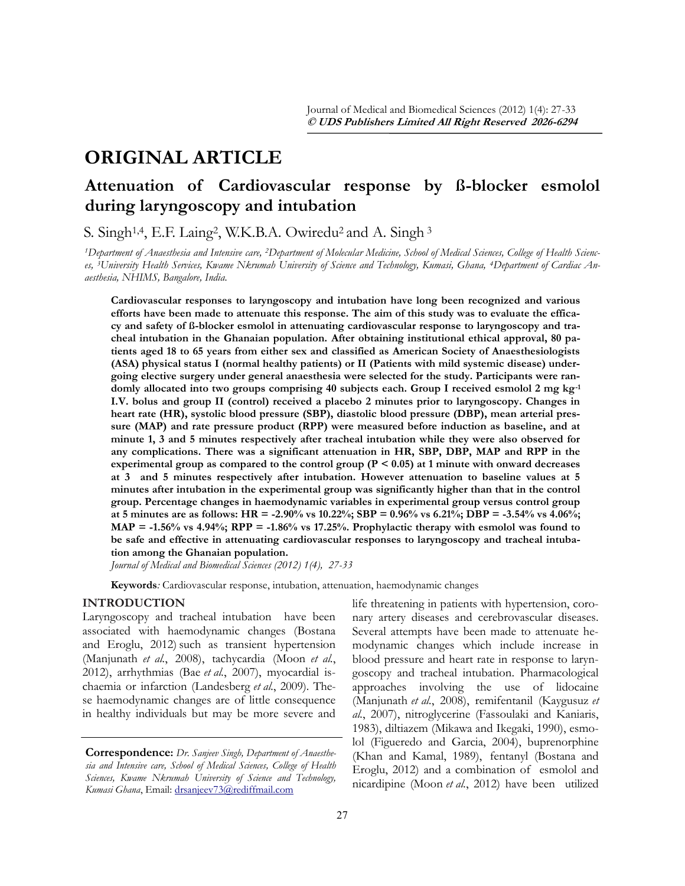# ORIGINAL ARTICLE

## Attenuation of Cardiovascular response by ß-blocker esmolol during laryngoscopy and intubation

S. Singh[1,4], E.F. Laing[2], W.K.B.A. Owiredu[2] and A. Singh [3]

*[1]Department of Anaesthesia and Intensive care, [2]Department of Molecular Medicine, School of Medical Sciences, College of Health Sciences, [3]University Health Services, Kwame Nkrumah University of Science and Technology, Kumasi, Ghana, [4]Department of Cardiac Anaesthesia, NHIMS, Bangalore, India.*

**Cardiovascular responses to laryngoscopy and intubation have long been recognized and various efforts have been made to attenuate this response. The aim of this study was to evaluate the efficacy and safety of ß-blocker esmolol in attenuating cardiovascular response to laryngoscopy and tracheal intubation in the Ghanaian population. After obtaining institutional ethical approval, 80 patients aged 18 to 65 years from either sex and classified as American Society of Anaesthesiologists (ASA) physical status I (normal healthy patients) or II (Patients with mild systemic disease) undergoing elective surgery under general anaesthesia were selected for the study. Participants were randomly allocated into two groups comprising 40 subjects each. Group I received esmolol 2 mg kg$^{-1}$ I.V. bolus and group II (control) received a placebo 2 minutes prior to laryngoscopy. Changes in heart rate (HR), systolic blood pressure (SBP), diastolic blood pressure (DBP), mean arterial pressure (MAP) and rate pressure product (RPP) were measured before induction as baseline, and at minute 1, 3 and 5 minutes respectively after tracheal intubation while they were also observed for any complications. There was a significant attenuation in HR, SBP, DBP, MAP and RPP in the experimental group as compared to the control group ($P < 0.05$) at 1 minute with onward decreases at 3 and 5 minutes respectively after intubation. However attenuation to baseline values at 5 minutes after intubation in the experimental group was significantly higher than that in the control group. Percentage changes in haemodynamic variables in experimental group versus control group at 5 minutes are as follows: HR = -2.90% vs 10.22%; SBP = 0.96% vs 6.21%; DBP = -3.54% vs 4.06%; MAP = -1.56% vs 4.94%; RPP = -1.86% vs 17.25%. Prophylactic therapy with esmolol was found to be safe and effective in attenuating cardiovascular responses to laryngoscopy and tracheal intubation among the Ghanaian population.**

*Journal of Medical and Biomedical Sciences (2012) 1(4), 27-33*

**Keywords***:* Cardiovascular response, intubation, attenuation, haemodynamic changes

## INTRODUCTION

Laryngoscopy and tracheal intubation have been associated with haemodynamic changes (Bostana and Eroglu, 2012) such as transient hypertension (Manjunath *et al*., 2008), tachycardia (Moon *et al*., 2012), arrhythmias (Bae *et al*., 2007), myocardial ischaemia or infarction (Landesberg *et al*., 2009). These haemodynamic changes are of little consequence in healthy individuals but may be more severe and life threatening in patients with hypertension, coronary artery diseases and cerebrovascular diseases. Several attempts have been made to attenuate haemodynamic changes which include increase in blood pressure and heart rate in response to laryngoscopy and tracheal intubation. Pharmacological approaches involving the use of lidocaine (Manjunath *et al*., 2008), remifentanil (Kaygusuz *et al*., 2007), nitroglycerine (Fassoulaki and Kaniaris, 1983), diltiazem (Mikawa and Ikegaki, 1990), esmolol (Figueredo and Garcia, 2004), buprenorphine (Khan and Kamal, 1989), fentanyl (Bostana and Eroglu, 2012) and a combination of esmolol and nicardipine (Moon *et al*., 2012) have been utilized

**Correspondence:** *Dr. Sanjeev Singh, Department of Anaesthesia and Intensive care, School of Medical Sciences, College of Health Sciences, Kwame Nkrumah University of Science and Technology, Kumasi Ghana*, Email: drsanjeev73@rediffmail.com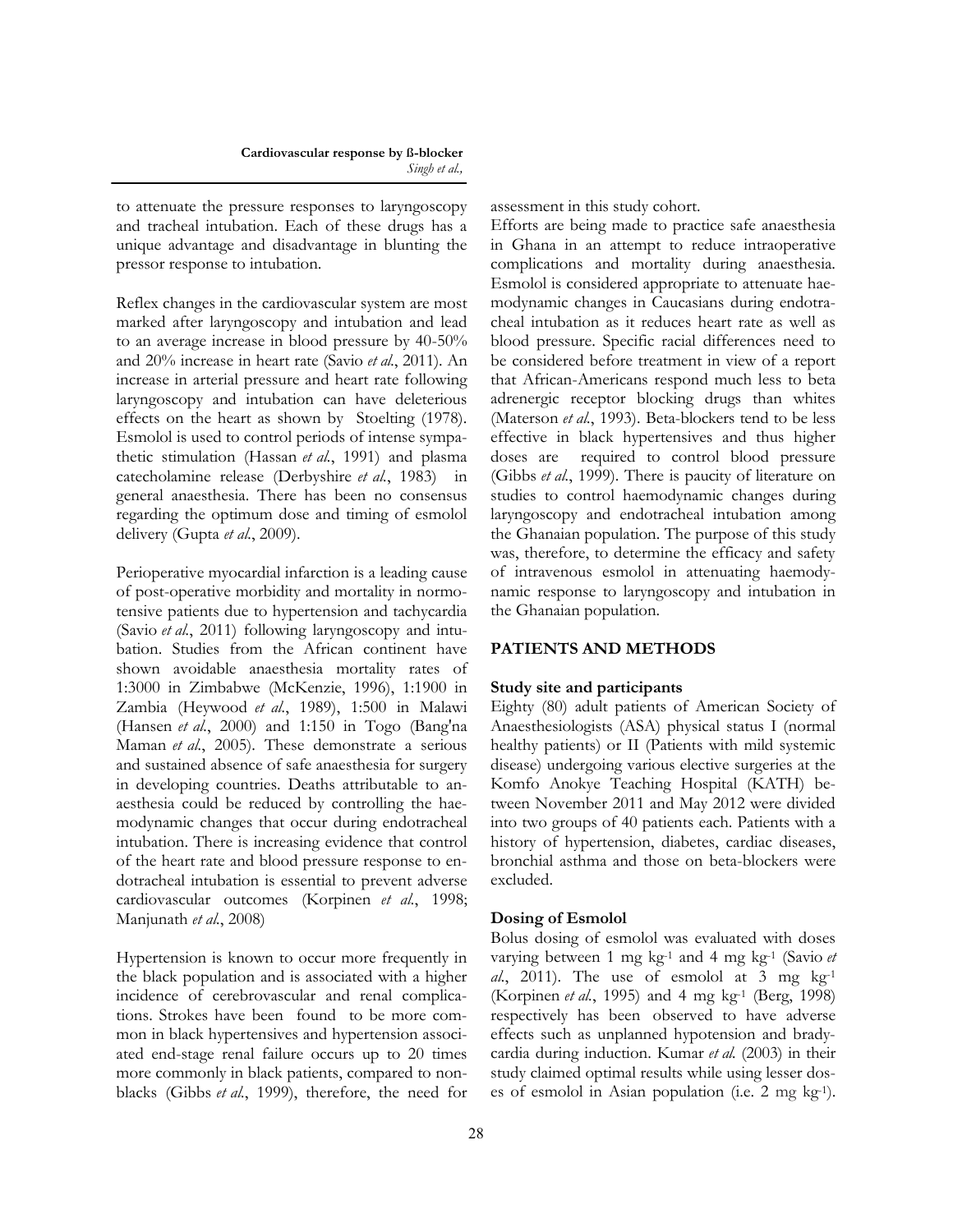to attenuate the pressure responses to laryngoscopy and tracheal intubation. Each of these drugs has a unique advantage and disadvantage in blunting the pressor response to intubation.

Reflex changes in the cardiovascular system are most marked after laryngoscopy and intubation and lead to an average increase in blood pressure by 40-50% and 20% increase in heart rate (Savio *et al*., 2011). An increase in arterial pressure and heart rate following laryngoscopy and intubation can have deleterious effects on the heart as shown by Stoelting (1978). Esmolol is used to control periods of intense sympathetic stimulation (Hassan *et al*., 1991) and plasma catecholamine release (Derbyshire *et al*., 1983) in general anaesthesia. There has been no consensus regarding the optimum dose and timing of esmolol delivery (Gupta *et al*., 2009).

Perioperative myocardial infarction is a leading cause of post-operative morbidity and mortality in normotensive patients due to hypertension and tachycardia (Savio *et al*., 2011) following laryngoscopy and intubation. Studies from the African continent have shown avoidable anaesthesia mortality rates of 1:3000 in Zimbabwe (McKenzie, 1996), 1:1900 in Zambia (Heywood *et al*., 1989), 1:500 in Malawi (Hansen *et al*., 2000) and 1:150 in Togo (Bang'na Maman *et al*., 2005). These demonstrate a serious and sustained absence of safe anaesthesia for surgery in developing countries. Deaths attributable to anaesthesia could be reduced by controlling the haemodynamic changes that occur during endotracheal intubation. There is increasing evidence that control of the heart rate and blood pressure response to endotracheal intubation is essential to prevent adverse cardiovascular outcomes (Korpinen *et al*., 1998; Manjunath *et al*., 2008)

Hypertension is known to occur more frequently in the black population and is associated with a higher incidence of cerebrovascular and renal complications. Strokes have been found to be more common in black hypertensives and hypertension associated end-stage renal failure occurs up to 20 times more commonly in black patients, compared to nonblacks (Gibbs *et al*., 1999), therefore, the need for assessment in this study cohort.

Efforts are being made to practice safe anaesthesia in Ghana in an attempt to reduce intraoperative complications and mortality during anaesthesia. Esmolol is considered appropriate to attenuate haemodynamic changes in Caucasians during endotracheal intubation as it reduces heart rate as well as blood pressure. Specific racial differences need to be considered before treatment in view of a report that African-Americans respond much less to beta adrenergic receptor blocking drugs than whites (Materson *et al*., 1993). Beta-blockers tend to be less effective in black hypertensives and thus higher doses are required to control blood pressure (Gibbs *et al*., 1999). There is paucity of literature on studies to control haemodynamic changes during laryngoscopy and endotracheal intubation among the Ghanaian population. The purpose of this study was, therefore, to determine the efficacy and safety of intravenous esmolol in attenuating haemodynamic response to laryngoscopy and intubation in the Ghanaian population.

## PATIENTS AND METHODS

### Study site and participants

Eighty (80) adult patients of American Society of Anaesthesiologists (ASA) physical status I (normal healthy patients) or II (Patients with mild systemic disease) undergoing various elective surgeries at the Komfo Anokye Teaching Hospital (KATH) between November 2011 and May 2012 were divided into two groups of 40 patients each. Patients with a history of hypertension, diabetes, cardiac diseases, bronchial asthma and those on beta-blockers were excluded.

### Dosing of Esmolol

Bolus dosing of esmolol was evaluated with doses varying between 1 mg $kg^{-1}$ and 4 mg $kg^{-1}$ (Savio *et al*., 2011). The use of esmolol at 3 mg $kg^{-1}$ (Korpinen *et al*., 1995) and 4 mg $kg^{-1}$ (Berg, 1998) respectively has been observed to have adverse effects such as unplanned hypotension and bradycardia during induction. Kumar *et al.* (2003) in their study claimed optimal results while using lesser doses of esmolol in Asian population (i.e. 2 mg $kg^{-1}$).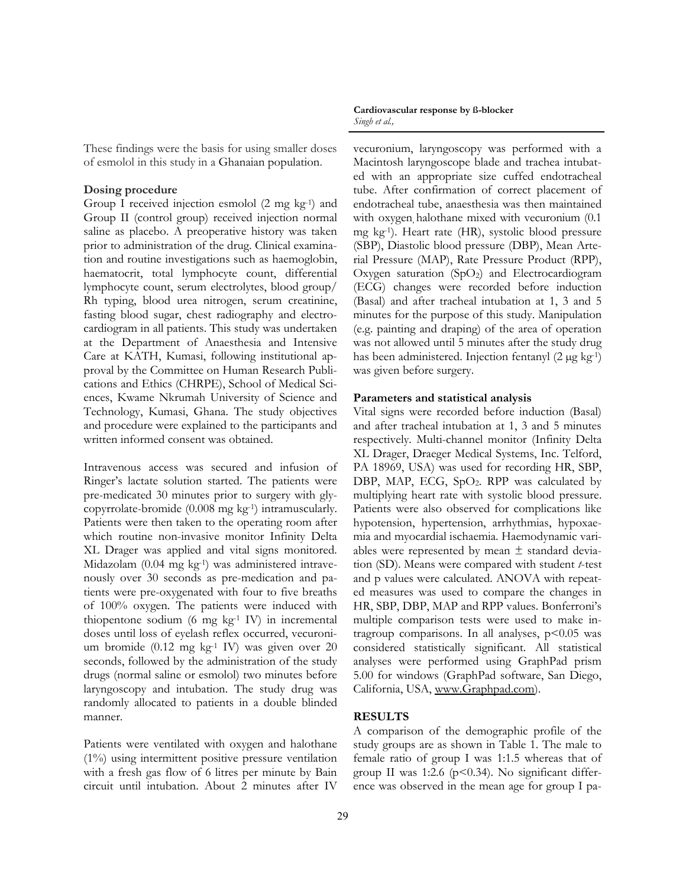These findings were the basis for using smaller doses of esmolol in this study in a Ghanaian population.

### Dosing procedure

Group I received injection esmolol (2 mg $kg^{-1}$) and Group II (control group) received injection normal saline as placebo. A preoperative history was taken prior to administration of the drug. Clinical examination and routine investigations such as haemoglobin, haematocrit, total lymphocyte count, differential lymphocyte count, serum electrolytes, blood group/ Rh typing, blood urea nitrogen, serum creatinine, fasting blood sugar, chest radiography and electrocardiogram in all patients. This study was undertaken at the Department of Anaesthesia and Intensive Care at KATH, Kumasi, following institutional approval by the Committee on Human Research Publications and Ethics (CHRPE), School of Medical Sciences, Kwame Nkrumah University of Science and Technology, Kumasi, Ghana. The study objectives and procedure were explained to the participants and written informed consent was obtained.

Intravenous access was secured and infusion of Ringer's lactate solution started. The patients were pre-medicated 30 minutes prior to surgery with glycopyrrolate-bromide (0.008 mg $kg^{-1}$) intramuscularly. Patients were then taken to the operating room after which routine non-invasive monitor Infinity Delta XL Drager was applied and vital signs monitored. Midazolam (0.04 mg $kg^{-1}$) was administered intravenously over 30 seconds as pre-medication and patients were pre-oxygenated with four to five breaths of 100% oxygen. The patients were induced with thiopentone sodium (6 mg $kg^{-1}$ IV) in incremental doses until loss of eyelash reflex occurred, vecuronium bromide (0.12 mg $kg^{-1}$ IV) was given over 20 seconds, followed by the administration of the study drugs (normal saline or esmolol) two minutes before laryngoscopy and intubation. The study drug was randomly allocated to patients in a double blinded manner.

Patients were ventilated with oxygen and halothane (1%) using intermittent positive pressure ventilation with a fresh gas flow of 6 litres per minute by Bain circuit until intubation. About 2 minutes after IV vecuronium, laryngoscopy was performed with a Macintosh laryngoscope blade and trachea intubated with an appropriate size cuffed endotracheal tube. After confirmation of correct placement of endotracheal tube, anaesthesia was then maintained with oxygen, halothane mixed with vecuronium (0.1 mg $kg^{-1}$). Heart rate (HR), systolic blood pressure (SBP), Diastolic blood pressure (DBP), Mean Arterial Pressure (MAP), Rate Pressure Product (RPP), Oxygen saturation ($SpO_2$) and Electrocardiogram (ECG) changes were recorded before induction (Basal) and after tracheal intubation at 1, 3 and 5 minutes for the purpose of this study. Manipulation (e.g. painting and draping) of the area of operation was not allowed until 5 minutes after the study drug has been administered. Injection fentanyl (2 μg $kg^{-1}$) was given before surgery.

### Parameters and statistical analysis

Vital signs were recorded before induction (Basal) and after tracheal intubation at 1, 3 and 5 minutes respectively. Multi-channel monitor (Infinity Delta XL Drager, Draeger Medical Systems, Inc. Telford, PA 18969, USA) was used for recording HR, SBP, DBP, MAP, ECG, $SpO_2$. RPP was calculated by multiplying heart rate with systolic blood pressure. Patients were also observed for complications like hypotension, hypertension, arrhythmias, hypoxaemia and myocardial ischaemia. Haemodynamic variables were represented by mean ± standard deviation (SD). Means were compared with student *t*-test and p values were calculated. ANOVA with repeated measures was used to compare the changes in HR, SBP, DBP, MAP and RPP values. Bonferroni's multiple comparison tests were used to make intragroup comparisons. In all analyses, $p<0.05$ was considered statistically significant. All statistical analyses were performed using GraphPad prism 5.00 for windows (GraphPad software, San Diego, California, USA, www.Graphpad.com).

## RESULTS

A comparison of the demographic profile of the study groups are as shown in Table 1. The male to female ratio of group I was 1:1.5 whereas that of group II was 1:2.6 ($p<0.34$). No significant difference was observed in the mean age for group I pa-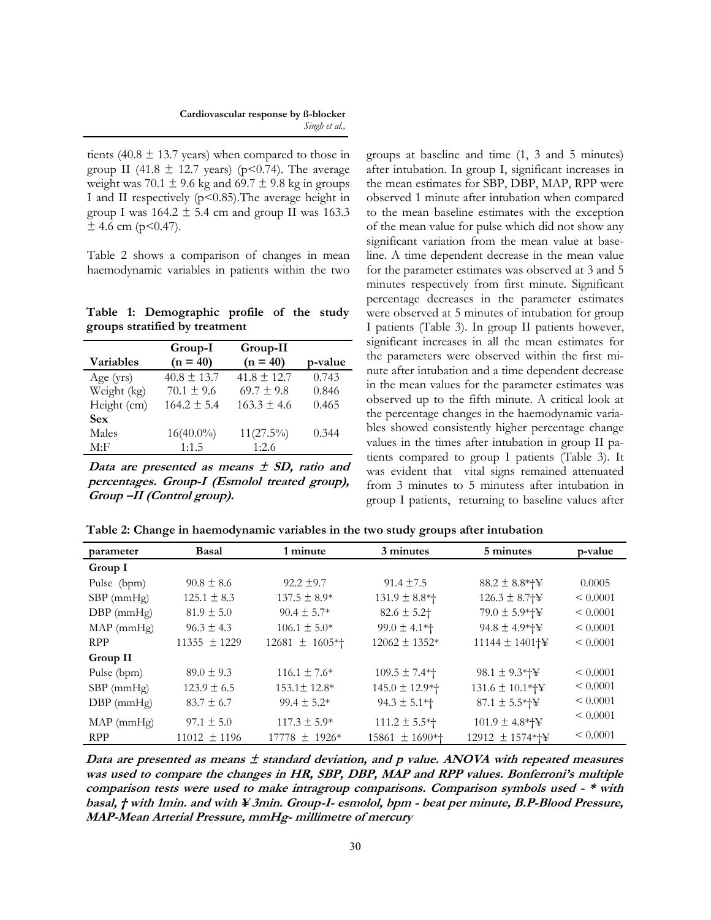tients (40.8 ± 13.7 years) when compared to those in group II (41.8 ± 12.7 years) (p<0.74). The average weight was 70.1 ± 9.6 kg and 69.7 ± 9.8 kg in groups I and II respectively (p<0.85).The average height in group I was 164.2 ± 5.4 cm and group II was 163.3 ± 4.6 cm (p<0.47).

Table 2 shows a comparison of changes in mean haemodynamic variables in patients within the two groups at baseline and time (1, 3 and 5 minutes) after intubation. In group I, significant increases in the mean estimates for SBP, DBP, MAP, RPP were observed 1 minute after intubation when compared to the mean baseline estimates with the exception of the mean value for pulse which did not show any significant variation from the mean value at baseline. A time dependent decrease in the mean value for the parameter estimates was observed at 3 and 5 minutes respectively from first minute. Significant percentage decreases in the parameter estimates were observed at 5 minutes of intubation for group I patients (Table 3). In group II patients however, significant increases in all the mean estimates for the parameters were observed within the first minute after intubation and a time dependent decrease in the mean values for the parameter estimates was observed up to the fifth minute. A critical look at the percentage changes in the haemodynamic variables showed consistently higher percentage change values in the times after intubation in group II patients compared to group I patients (Table 3). It was evident that vital signs remained attenuated from 3 minutes to 5 minutess after intubation in group I patients, returning to baseline values after

**Table 1: Demographic profile of the study groups stratified by treatment**

| Variables | Group-I (n = 40) | Group-II (n = 40) | p-value |
|---|---|---|---|
| Age (yrs) | 40.8 ± 13.7 | 41.8 ± 12.7 | 0.743 |
| Weight (kg) | 70.1 ± 9.6 | 69.7 ± 9.8 | 0.846 |
| Height (cm) | 164.2 ± 5.4 | 163.3 ± 4.6 | 0.465 |
| **Sex** | | | |
| Males | 16(40.0%) | 11(27.5%) | 0.344 |
| M:F | 1:1.5 | 1:2.6 | |

***Data are presented as means ± SD, ratio and percentages. Group-I (Esmolol treated group), Group –II (Control group).***

**Table 2: Change in haemodynamic variables in the two study groups after intubation**

| parameter | Basal | 1 minute | 3 minutes | 5 minutes | p-value |
|---|---|---|---|---|---|
| **Group I** | | | | | |
| Pulse (bpm) | 90.8 ± 8.6 | 92.2 ±9.7 | 91.4 ±7.5 | 88.2 ± 8.8*†¥ | 0.0005 |
| SBP (mmHg) | 125.1 ± 8.3 | 137.5 ± 8.9* | 131.9 ± 8.8*† | 126.3 ± 8.7†¥ | < 0.0001 |
| DBP (mmHg) | 81.9 ± 5.0 | 90.4 ± 5.7* | 82.6 ± 5.2† | 79.0 ± 5.9*†¥ | < 0.0001 |
| MAP (mmHg) | 96.3 ± 4.3 | 106.1 ± 5.0* | 99.0 ± 4.1*† | 94.8 ± 4.9*†¥ | < 0.0001 |
| RPP | 11355 ± 1229 | 12681 ± 1605*† | 12062 ± 1352* | 11144 ± 1401†¥ | < 0.0001 |
| **Group II** | | | | | |
| Pulse (bpm) | 89.0 ± 9.3 | 116.1 ± 7.6* | 109.5 ± 7.4*† | 98.1 ± 9.3*†¥ | < 0.0001 |
| SBP (mmHg) | 123.9 ± 6.5 | 153.1± 12.8* | 145.0 ± 12.9*† | 131.6 ± 10.1*†¥ | < 0.0001 |
| DBP (mmHg) | 83.7 ± 6.7 | 99.4 ± 5.2* | 94.3 ± 5.1*† | 87.1 ± 5.5*†¥ | < 0.0001 |
| MAP (mmHg) | 97.1 ± 5.0 | 117.3 ± 5.9* | 111.2 ± 5.5*† | 101.9 ± 4.8*†¥ | < 0.0001 |
| RPP | 11012 ± 1196 | 17778 ± 1926* | 15861 ± 1690*† | 12912 ± 1574*†¥ | < 0.0001 |

***Data are presented as means ± standard deviation, and p value. ANOVA with repeated measures was used to compare the changes in HR, SBP, DBP, MAP and RPP values. Bonferroni's multiple comparison tests were used to make intragroup comparisons. Comparison symbols used - * with basal, † with 1min. and with ¥ 3min. Group-I- esmolol, bpm - beat per minute, B.P-Blood Pressure, MAP-Mean Arterial Pressure, mmHg- millimetre of mercury***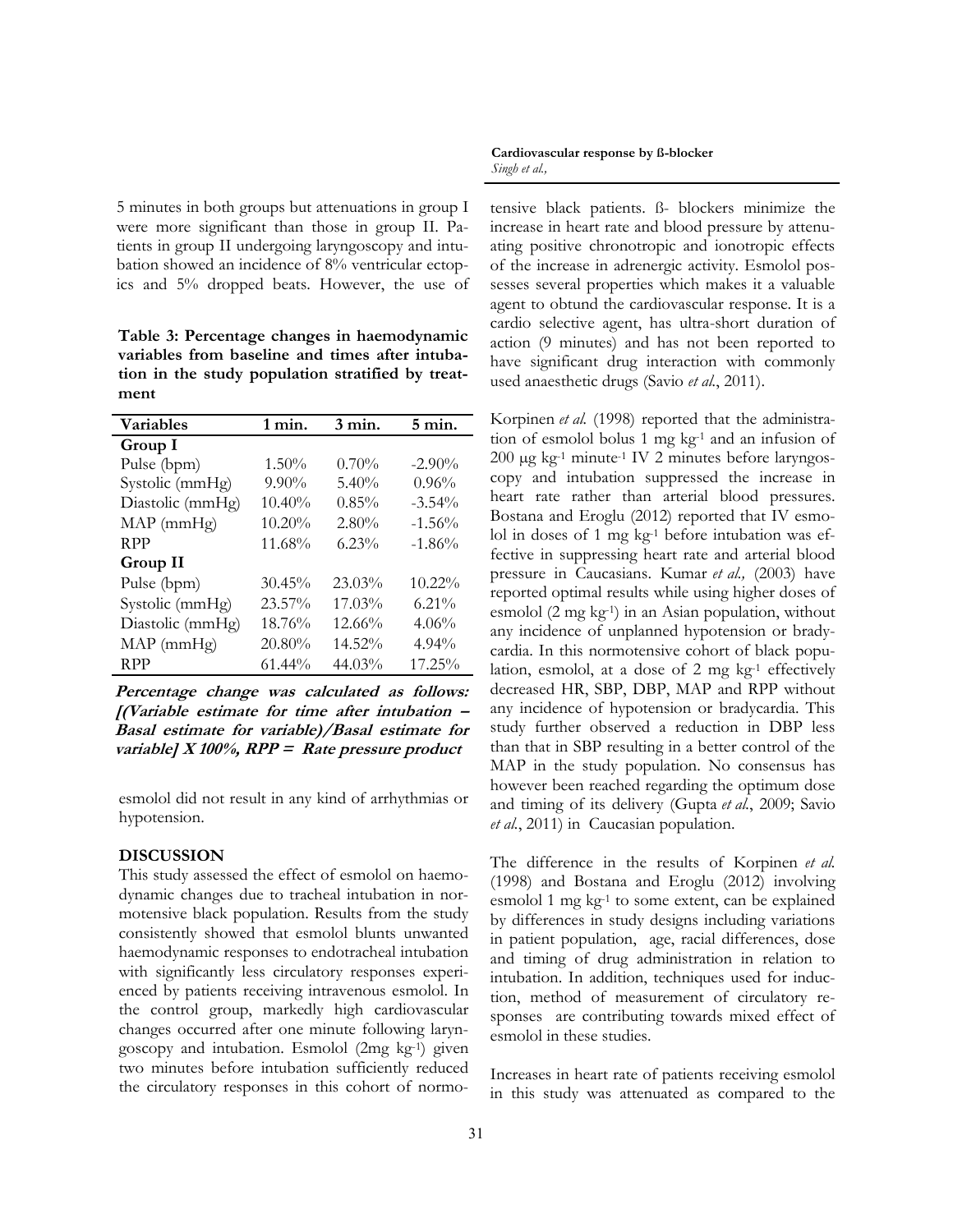5 minutes in both groups but attenuations in group I were more significant than those in group II. Patients in group II undergoing laryngoscopy and intubation showed an incidence of 8% ventricular ectopics and 5% dropped beats. However, the use of esmolol did not result in any kind of arrhythmias or hypotension.

**Table 3: Percentage changes in haemodynamic variables from baseline and times after intubation in the study population stratified by treatment**

| Variables | 1 min. | 3 min. | 5 min. |
|---|---|---|---|
| **Group I** | | | |
| Pulse (bpm) | 1.50% | 0.70% | -2.90% |
| Systolic (mmHg) | 9.90% | 5.40% | 0.96% |
| Diastolic (mmHg) | 10.40% | 0.85% | -3.54% |
| MAP (mmHg) | 10.20% | 2.80% | -1.56% |
| RPP | 11.68% | 6.23% | -1.86% |
| **Group II** | | | |
| Pulse (bpm) | 30.45% | 23.03% | 10.22% |
| Systolic (mmHg) | 23.57% | 17.03% | 6.21% |
| Diastolic (mmHg) | 18.76% | 12.66% | 4.06% |
| MAP (mmHg) | 20.80% | 14.52% | 4.94% |
| RPP | 61.44% | 44.03% | 17.25% |

***Percentage change was calculated as follows: [(Variable estimate for time after intubation – Basal estimate for variable)/Basal estimate for variable] X 100%, RPP = Rate pressure product***

## DISCUSSION

This study assessed the effect of esmolol on haemodynamic changes due to tracheal intubation in normotensive black population. Results from the study consistently showed that esmolol blunts unwanted haemodynamic responses to endotracheal intubation with significantly less circulatory responses experienced by patients receiving intravenous esmolol. In the control group, markedly high cardiovascular changes occurred after one minute following laryngoscopy and intubation. Esmolol (2mg $kg^{-1}$) given two minutes before intubation sufficiently reduced the circulatory responses in this cohort of normotensive black patients. ß- blockers minimize the increase in heart rate and blood pressure by attenuating positive chronotropic and ionotropic effects of the increase in adrenergic activity. Esmolol possesses several properties which makes it a valuable agent to obtund the cardiovascular response. It is a cardio selective agent, has ultra-short duration of action (9 minutes) and has not been reported to have significant drug interaction with commonly used anaesthetic drugs (Savio *et al.*, 2011).

Korpinen *et al.* (1998) reported that the administration of esmolol bolus 1 mg $kg^{-1}$ and an infusion of 200 μg $kg^{-1}$ $minute^{-1}$ IV 2 minutes before laryngoscopy and intubation suppressed the increase in heart rate rather than arterial blood pressures. Bostana and Eroglu (2012) reported that IV esmolol in doses of 1 mg $kg^{-1}$ before intubation was effective in suppressing heart rate and arterial blood pressure in Caucasians. Kumar *et al.,* (2003) have reported optimal results while using higher doses of esmolol (2 mg $kg^{-1}$) in an Asian population, without any incidence of unplanned hypotension or bradycardia. In this normotensive cohort of black population, esmolol, at a dose of 2 mg $kg^{-1}$ effectively decreased HR, SBP, DBP, MAP and RPP without any incidence of hypotension or bradycardia. This study further observed a reduction in DBP less than that in SBP resulting in a better control of the MAP in the study population. No consensus has however been reached regarding the optimum dose and timing of its delivery (Gupta *et al.*, 2009; Savio *et al.*, 2011) in Caucasian population.

The difference in the results of Korpinen *et al.* (1998) and Bostana and Eroglu (2012) involving esmolol 1 mg $kg^{-1}$ to some extent, can be explained by differences in study designs including variations in patient population, age, racial differences, dose and timing of drug administration in relation to intubation. In addition, techniques used for induction, method of measurement of circulatory responses are contributing towards mixed effect of esmolol in these studies.

Increases in heart rate of patients receiving esmolol in this study was attenuated as compared to the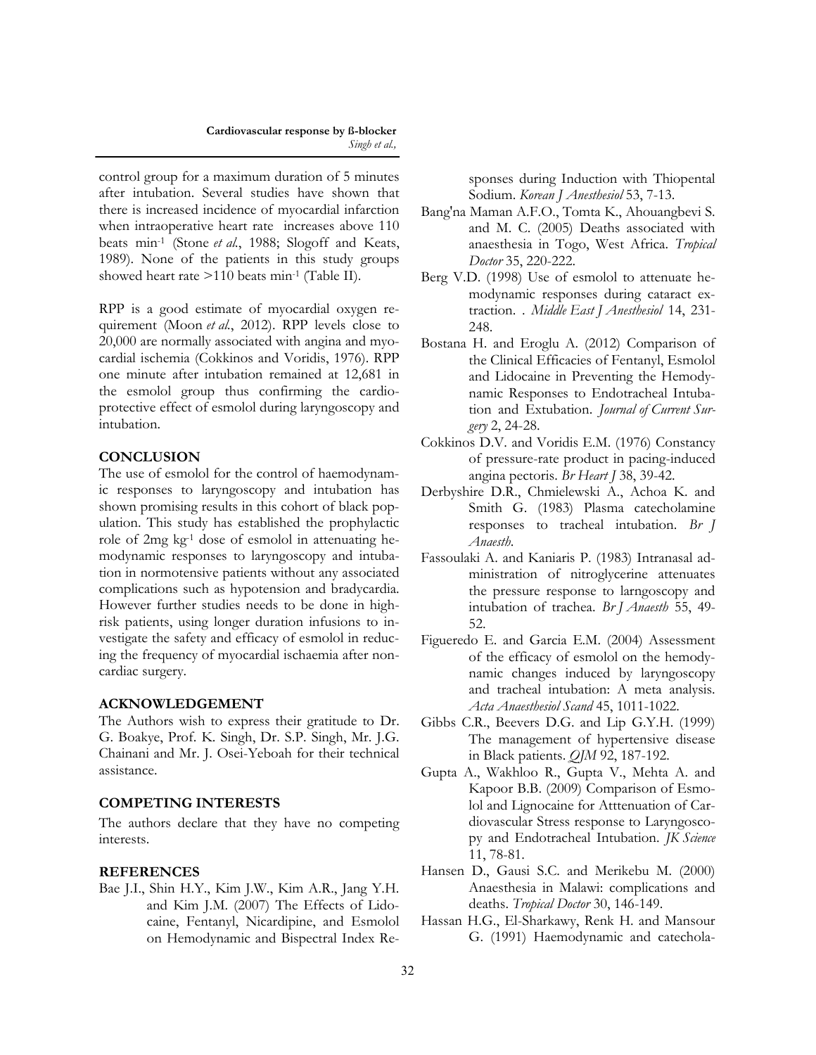control group for a maximum duration of 5 minutes after intubation. Several studies have shown that there is increased incidence of myocardial infarction when intraoperative heart rate increases above 110 beats min$^{-1}$ (Stone *et al.*, 1988; Slogoff and Keats, 1989). None of the patients in this study groups showed heart rate >110 beats min$^{-1}$ (Table II).

RPP is a good estimate of myocardial oxygen requirement (Moon *et al.*, 2012). RPP levels close to 20,000 are normally associated with angina and myocardial ischemia (Cokkinos and Voridis, 1976). RPP one minute after intubation remained at 12,681 in the esmolol group thus confirming the cardioprotective effect of esmolol during laryngoscopy and intubation.

## CONCLUSION

The use of esmolol for the control of haemodynamic responses to laryngoscopy and intubation has shown promising results in this cohort of black population. This study has established the prophylactic role of 2mg kg$^{-1}$ dose of esmolol in attenuating hemodynamic responses to laryngoscopy and intubation in normotensive patients without any associated complications such as hypotension and bradycardia. However further studies needs to be done in high-risk patients, using longer duration infusions to investigate the safety and efficacy of esmolol in reducing the frequency of myocardial ischaemia after noncardiac surgery.

## ACKNOWLEDGEMENT

The Authors wish to express their gratitude to Dr. G. Boakye, Prof. K. Singh, Dr. S.P. Singh, Mr. J.G. Chainani and Mr. J. Osei-Yeboah for their technical assistance.

## COMPETING INTERESTS

The authors declare that they have no competing interests.

## REFERENCES

Bae J.I., Shin H.Y., Kim J.W., Kim A.R., Jang Y.H. and Kim J.M. (2007) The Effects of Lidocaine, Fentanyl, Nicardipine, and Esmolol on Hemodynamic and Bispectral Index Responses during Induction with Thiopental Sodium. *Korean J Anesthesiol* 53, 7-13.

Bang'na Maman A.F.O., Tomta K., Ahouangbevi S. and M. C. (2005) Deaths associated with anaesthesia in Togo, West Africa. *Tropical Doctor* 35, 220-222.

Berg V.D. (1998) Use of esmolol to attenuate hemodynamic responses during cataract extraction. . *Middle East J Anesthesiol* 14, 231-248.

Bostana H. and Eroglu A. (2012) Comparison of the Clinical Efficacies of Fentanyl, Esmolol and Lidocaine in Preventing the Hemodynamic Responses to Endotracheal Intubation and Extubation. *Journal of Current Surgery* 2, 24-28.

Cokkinos D.V. and Voridis E.M. (1976) Constancy of pressure-rate product in pacing-induced angina pectoris. *Br Heart J* 38, 39-42.

Derbyshire D.R., Chmielewski A., Achoa K. and Smith G. (1983) Plasma catecholamine responses to tracheal intubation. *Br J Anaesth*.

Fassoulaki A. and Kaniaris P. (1983) Intranasal administration of nitroglycerine attenuates the pressure response to larngoscopy and intubation of trachea. *Br J Anaesth* 55, 49-52.

Figueredo E. and Garcia E.M. (2004) Assessment of the efficacy of esmolol on the hemodynamic changes induced by laryngoscopy and tracheal intubation: A meta analysis. *Acta Anaesthesiol Scand* 45, 1011-1022.

Gibbs C.R., Beevers D.G. and Lip G.Y.H. (1999) The management of hypertensive disease in Black patients. *QJM* 92, 187-192.

Gupta A., Wakhloo R., Gupta V., Mehta A. and Kapoor B.B. (2009) Comparison of Esmolol and Lignocaine for Atttenuation of Cardiovascular Stress response to Laryngoscopy and Endotracheal Intubation. *JK Science* 11, 78-81.

Hansen D., Gausi S.C. and Merikebu M. (2000) Anaesthesia in Malawi: complications and deaths. *Tropical Doctor* 30, 146-149.

Hassan H.G., El-Sharkawy, Renk H. and Mansour G. (1991) Haemodynamic and catechola-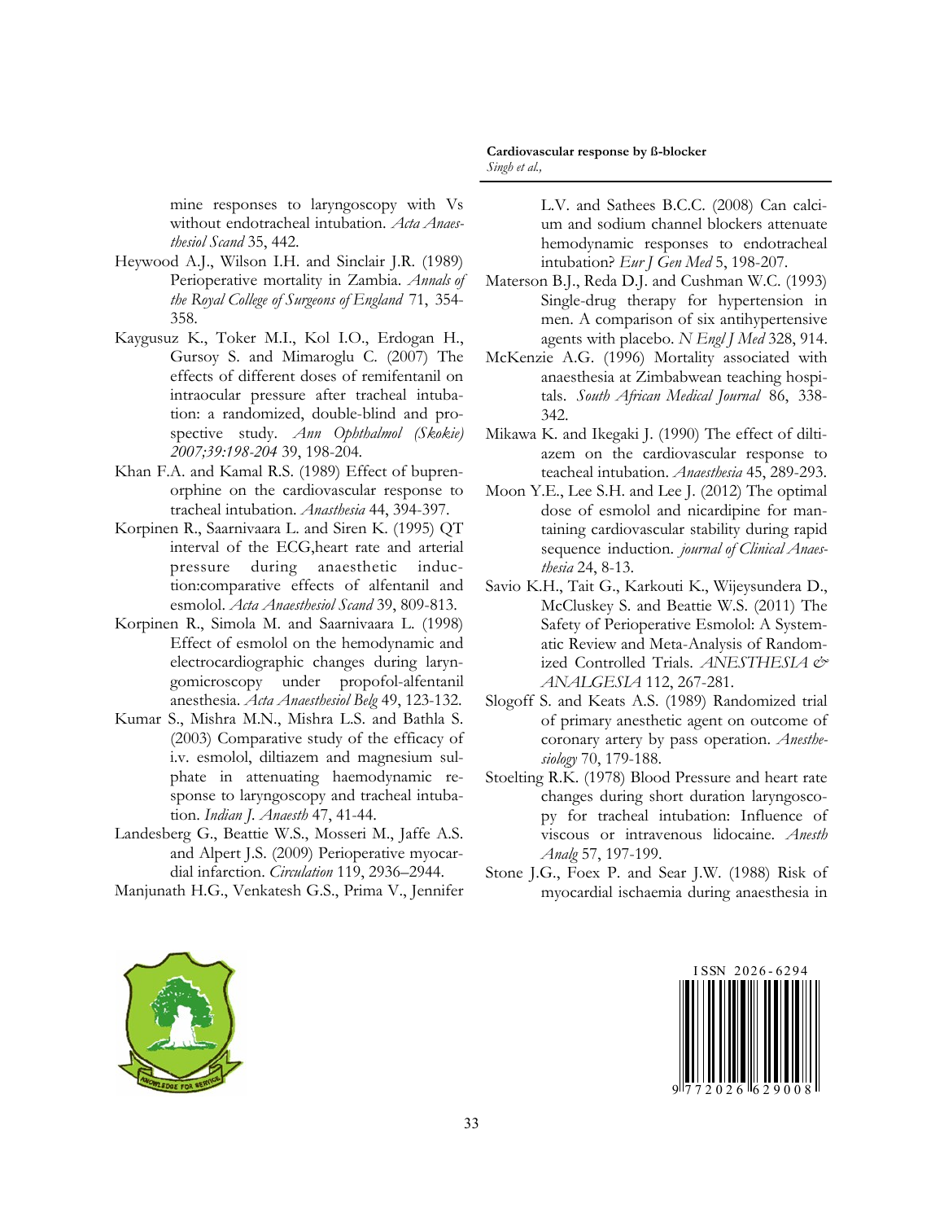mine responses to laryngoscopy with Vs without endotracheal intubation. *Acta Anaesthesiol Scand* 35, 442.

Heywood A.J., Wilson I.H. and Sinclair J.R. (1989) Perioperative mortality in Zambia. *Annals of the Royal College of Surgeons of England* 71, 354-358.

Kaygusuz K., Toker M.I., Kol I.O., Erdogan H., Gursoy S. and Mimaroglu C. (2007) The effects of different doses of remifentanil on intraocular pressure after tracheal intubation: a randomized, double-blind and prospective study. *Ann Ophthalmol (Skokie) 2007;39:198-204* 39, 198-204.

Khan F.A. and Kamal R.S. (1989) Effect of buprenorphine on the cardiovascular response to tracheal intubation. *Anasthesia* 44, 394-397.

Korpinen R., Saarnivaara L. and Siren K. (1995) QT interval of the ECG,heart rate and arterial pressure during anaesthetic induction:comparative effects of alfentanil and esmolol. *Acta Anaesthesiol Scand* 39, 809-813.

Korpinen R., Simola M. and Saarnivaara L. (1998) Effect of esmolol on the hemodynamic and electrocardiographic changes during laryngomicroscopy under propofol-alfentanil anesthesia. *Acta Anaesthesiol Belg* 49, 123-132.

Kumar S., Mishra M.N., Mishra L.S. and Bathla S. (2003) Comparative study of the efficacy of i.v. esmolol, diltiazem and magnesium sulphate in attenuating haemodynamic response to laryngoscopy and tracheal intubation. *Indian J. Anaesth* 47, 41-44.

Landesberg G., Beattie W.S., Mosseri M., Jaffe A.S. and Alpert J.S. (2009) Perioperative myocardial infarction. *Circulation* 119, 2936–2944.

Manjunath H.G., Venkatesh G.S., Prima V., Jennifer L.V. and Sathees B.C.C. (2008) Can calcium and sodium channel blockers attenuate hemodynamic responses to endotracheal intubation? *Eur J Gen Med* 5, 198-207.

Materson B.J., Reda D.J. and Cushman W.C. (1993) Single-drug therapy for hypertension in men. A comparison of six antihypertensive agents with placebo. *N Engl J Med* 328, 914.

McKenzie A.G. (1996) Mortality associated with anaesthesia at Zimbabwean teaching hospitals. *South African Medical Journal* 86, 338-342.

Mikawa K. and Ikegaki J. (1990) The effect of diltiazem on the cardiovascular response to teacheal intubation. *Anaesthesia* 45, 289-293.

Moon Y.E., Lee S.H. and Lee J. (2012) The optimal dose of esmolol and nicardipine for mantaining cardiovascular stability during rapid sequence induction. *journal of Clinical Anaesthesia* 24, 8-13.

Savio K.H., Tait G., Karkouti K., Wijeysundera D., McCluskey S. and Beattie W.S. (2011) The Safety of Perioperative Esmolol: A Systematic Review and Meta-Analysis of Randomized Controlled Trials. *ANESTHESIA & ANALGESIA* 112, 267-281.

Slogoff S. and Keats A.S. (1989) Randomized trial of primary anesthetic agent on outcome of coronary artery by pass operation. *Anesthesiology* 70, 179-188.

Stoelting R.K. (1978) Blood Pressure and heart rate changes during short duration laryngoscopy for tracheal intubation: Influence of viscous or intravenous lidocaine. *Anesth Analg* 57, 197-199.

Stone J.G., Foex P. and Sear J.W. (1988) Risk of myocardial ischaemia during anaesthesia in